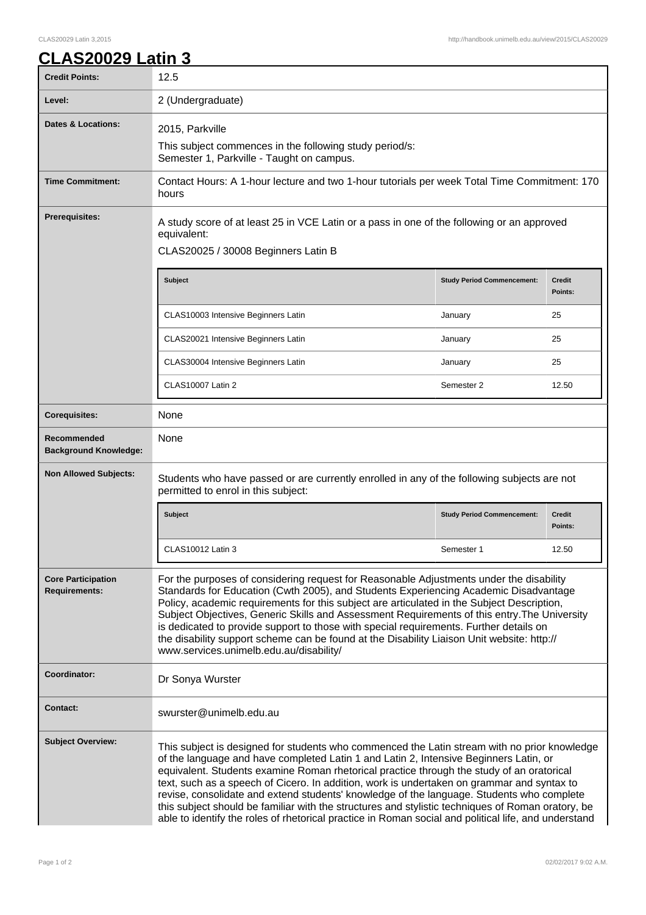# CLAS20029 Latin 3

| | |
|---|---|
| **Credit Points:** | 12.5 |
| **Level:** | 2 (Undergraduate) |
| **Dates & Locations:** | 2015, Parkville<br>This subject commences in the following study period/s:<br>Semester 1, Parkville - Taught on campus. |
| **Time Commitment:** | Contact Hours: A 1-hour lecture and two 1-hour tutorials per week Total Time Commitment: 170 hours |
| **Prerequisites:** | A study score of at least 25 in VCE Latin or a pass in one of the following or an approved equivalent:<br>CLAS20025 / 30008 Beginners Latin B |

| Subject | Study Period Commencement: | Credit Points: |
|---|---|---|
| CLAS10003 Intensive Beginners Latin | January | 25 |
| CLAS20021 Intensive Beginners Latin | January | 25 |
| CLAS30004 Intensive Beginners Latin | January | 25 |
| CLAS10007 Latin 2 | Semester 2 | 12.50 |

| | |
|---|---|
| **Corequisites:** | None |
| **Recommended Background Knowledge:** | None |
| **Non Allowed Subjects:** | Students who have passed or are currently enrolled in any of the following subjects are not permitted to enrol in this subject: |

| Subject | Study Period Commencement: | Credit Points: |
|---|---|---|
| CLAS10012 Latin 3 | Semester 1 | 12.50 |

| | |
|---|---|
| **Core Participation Requirements:** | For the purposes of considering request for Reasonable Adjustments under the disability Standards for Education (Cwth 2005), and Students Experiencing Academic Disadvantage Policy, academic requirements for this subject are articulated in the Subject Description, Subject Objectives, Generic Skills and Assessment Requirements of this entry.The University is dedicated to provide support to those with special requirements. Further details on the disability support scheme can be found at the Disability Liaison Unit website: http://www.services.unimelb.edu.au/disability/ |
| **Coordinator:** | Dr Sonya Wurster |
| **Contact:** | swurster@unimelb.edu.au |
| **Subject Overview:** | This subject is designed for students who commenced the Latin stream with no prior knowledge of the language and have completed Latin 1 and Latin 2, Intensive Beginners Latin, or equivalent. Students examine Roman rhetorical practice through the study of an oratorical text, such as a speech of Cicero. In addition, work is undertaken on grammar and syntax to revise, consolidate and extend students' knowledge of the language. Students who complete this subject should be familiar with the structures and stylistic techniques of Roman oratory, be able to identify the roles of rhetorical practice in Roman social and political life, and understand |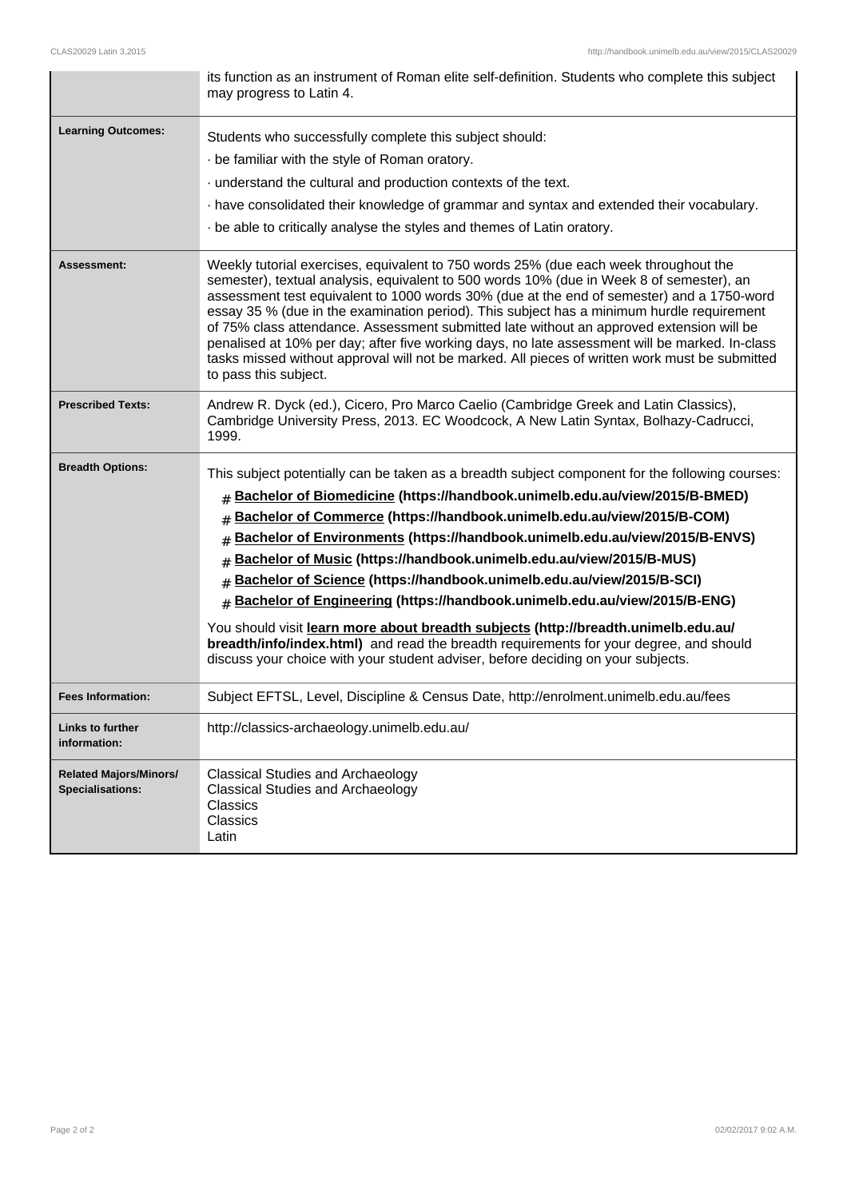| | |
|---|---|
| | its function as an instrument of Roman elite self-definition. Students who complete this subject may progress to Latin 4. |
| **Learning Outcomes:** | Students who successfully complete this subject should:<br>· be familiar with the style of Roman oratory.<br>· understand the cultural and production contexts of the text.<br>· have consolidated their knowledge of grammar and syntax and extended their vocabulary.<br>· be able to critically analyse the styles and themes of Latin oratory. |
| **Assessment:** | Weekly tutorial exercises, equivalent to 750 words 25% (due each week throughout the semester), textual analysis, equivalent to 500 words 10% (due in Week 8 of semester), an assessment test equivalent to 1000 words 30% (due at the end of semester) and a 1750-word essay 35 % (due in the examination period). This subject has a minimum hurdle requirement of 75% class attendance. Assessment submitted late without an approved extension will be penalised at 10% per day; after five working days, no late assessment will be marked. In-class tasks missed without approval will not be marked. All pieces of written work must be submitted to pass this subject. |
| **Prescribed Texts:** | Andrew R. Dyck (ed.), Cicero, Pro Marco Caelio (Cambridge Greek and Latin Classics), Cambridge University Press, 2013. EC Woodcock, A New Latin Syntax, Bolhazy-Cadrucci, 1999. |
| **Breadth Options:** | This subject potentially can be taken as a breadth subject component for the following courses:<br># **Bachelor of Biomedicine (https://handbook.unimelb.edu.au/view/2015/B-BMED)**<br># **Bachelor of Commerce (https://handbook.unimelb.edu.au/view/2015/B-COM)**<br># **Bachelor of Environments (https://handbook.unimelb.edu.au/view/2015/B-ENVS)**<br># **Bachelor of Music (https://handbook.unimelb.edu.au/view/2015/B-MUS)**<br># **Bachelor of Science (https://handbook.unimelb.edu.au/view/2015/B-SCI)**<br># **Bachelor of Engineering (https://handbook.unimelb.edu.au/view/2015/B-ENG)**<br>You should visit **learn more about breadth subjects (http://breadth.unimelb.edu.au/breadth/info/index.html)** and read the breadth requirements for your degree, and should discuss your choice with your student adviser, before deciding on your subjects. |
| **Fees Information:** | Subject EFTSL, Level, Discipline & Census Date, http://enrolment.unimelb.edu.au/fees |
| **Links to further information:** | http://classics-archaeology.unimelb.edu.au/ |
| **Related Majors/Minors/ Specialisations:** | Classical Studies and Archaeology<br>Classical Studies and Archaeology<br>Classics<br>Classics<br>Latin |